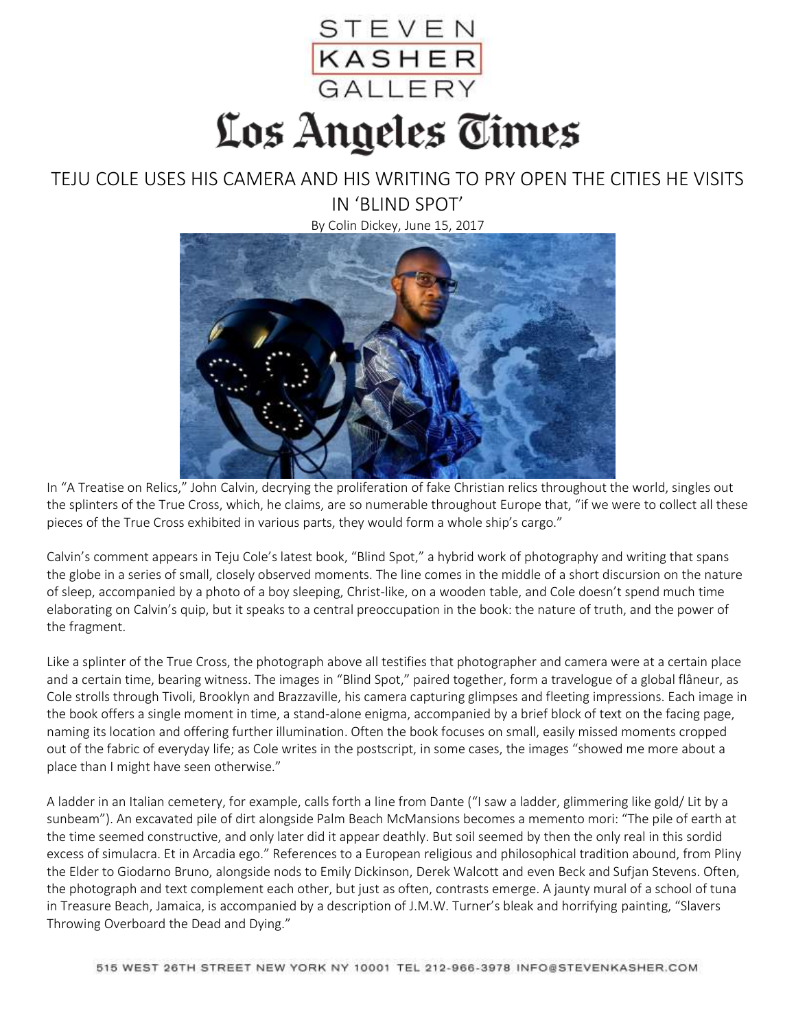STEVEN KASHER GALLERY

Los Angeles Times

# TEJU COLE USES HIS CAMERA AND HIS WRITING TO PRY OPEN THE CITIES HE VISITS IN 'BLIND SPOT'

By Colin Dickey, June 15, 2017

In "A Treatise on Relics," John Calvin, decrying the proliferation of fake Christian relics throughout the world, singles out the splinters of the True Cross, which, he claims, are so numerable throughout Europe that, "if we were to collect all these pieces of the True Cross exhibited in various parts, they would form a whole ship's cargo."

Calvin's comment appears in Teju Cole's latest book, "Blind Spot," a hybrid work of photography and writing that spans the globe in a series of small, closely observed moments. The line comes in the middle of a short discursion on the nature of sleep, accompanied by a photo of a boy sleeping, Christ-like, on a wooden table, and Cole doesn't spend much time elaborating on Calvin's quip, but it speaks to a central preoccupation in the book: the nature of truth, and the power of the fragment.

Like a splinter of the True Cross, the photograph above all testifies that photographer and camera were at a certain place and a certain time, bearing witness. The images in "Blind Spot," paired together, form a travelogue of a global flâneur, as Cole strolls through Tivoli, Brooklyn and Brazzaville, his camera capturing glimpses and fleeting impressions. Each image in the book offers a single moment in time, a stand-alone enigma, accompanied by a brief block of text on the facing page, naming its location and offering further illumination. Often the book focuses on small, easily missed moments cropped out of the fabric of everyday life; as Cole writes in the postscript, in some cases, the images "showed me more about a place than I might have seen otherwise."

A ladder in an Italian cemetery, for example, calls forth a line from Dante ("I saw a ladder, glimmering like gold/ Lit by a sunbeam"). An excavated pile of dirt alongside Palm Beach McMansions becomes a memento mori: "The pile of earth at the time seemed constructive, and only later did it appear deathly. But soil seemed by then the only real in this sordid excess of simulacra. Et in Arcadia ego." References to a European religious and philosophical tradition abound, from Pliny the Elder to Giodarno Bruno, alongside nods to Emily Dickinson, Derek Walcott and even Beck and Sufjan Stevens. Often, the photograph and text complement each other, but just as often, contrasts emerge. A jaunty mural of a school of tuna in Treasure Beach, Jamaica, is accompanied by a description of J.M.W. Turner's bleak and horrifying painting, "Slavers Throwing Overboard the Dead and Dying."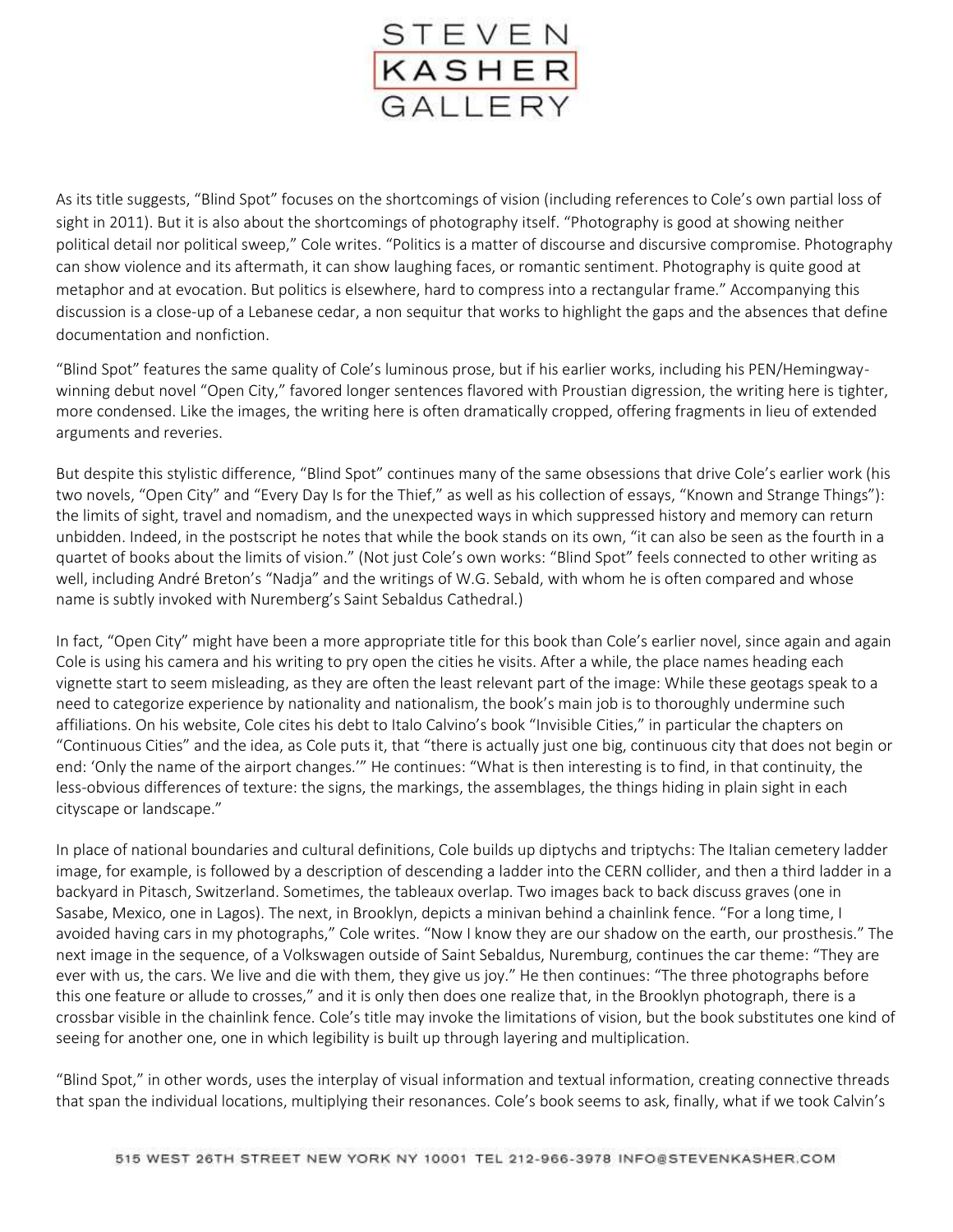As its title suggests, "Blind Spot" focuses on the shortcomings of vision (including references to Cole's own partial loss of sight in 2011). But it is also about the shortcomings of photography itself. "Photography is good at showing neither political detail nor political sweep," Cole writes. "Politics is a matter of discourse and discursive compromise. Photography can show violence and its aftermath, it can show laughing faces, or romantic sentiment. Photography is quite good at metaphor and at evocation. But politics is elsewhere, hard to compress into a rectangular frame." Accompanying this discussion is a close-up of a Lebanese cedar, a non sequitur that works to highlight the gaps and the absences that define documentation and nonfiction.

"Blind Spot" features the same quality of Cole's luminous prose, but if his earlier works, including his PEN/Hemingway-winning debut novel "Open City," favored longer sentences flavored with Proustian digression, the writing here is tighter, more condensed. Like the images, the writing here is often dramatically cropped, offering fragments in lieu of extended arguments and reveries.

But despite this stylistic difference, "Blind Spot" continues many of the same obsessions that drive Cole's earlier work (his two novels, "Open City" and "Every Day Is for the Thief," as well as his collection of essays, "Known and Strange Things"): the limits of sight, travel and nomadism, and the unexpected ways in which suppressed history and memory can return unbidden. Indeed, in the postscript he notes that while the book stands on its own, "it can also be seen as the fourth in a quartet of books about the limits of vision." (Not just Cole's own works: "Blind Spot" feels connected to other writing as well, including André Breton's "Nadja" and the writings of W.G. Sebald, with whom he is often compared and whose name is subtly invoked with Nuremberg's Saint Sebaldus Cathedral.)

In fact, "Open City" might have been a more appropriate title for this book than Cole's earlier novel, since again and again Cole is using his camera and his writing to pry open the cities he visits. After a while, the place names heading each vignette start to seem misleading, as they are often the least relevant part of the image: While these geotags speak to a need to categorize experience by nationality and nationalism, the book's main job is to thoroughly undermine such affiliations. On his website, Cole cites his debt to Italo Calvino's book "Invisible Cities," in particular the chapters on "Continuous Cities" and the idea, as Cole puts it, that "there is actually just one big, continuous city that does not begin or end: 'Only the name of the airport changes.'" He continues: "What is then interesting is to find, in that continuity, the less-obvious differences of texture: the signs, the markings, the assemblages, the things hiding in plain sight in each cityscape or landscape."

In place of national boundaries and cultural definitions, Cole builds up diptychs and triptychs: The Italian cemetery ladder image, for example, is followed by a description of descending a ladder into the CERN collider, and then a third ladder in a backyard in Pitasch, Switzerland. Sometimes, the tableaux overlap. Two images back to back discuss graves (one in Sasabe, Mexico, one in Lagos). The next, in Brooklyn, depicts a minivan behind a chainlink fence. "For a long time, I avoided having cars in my photographs," Cole writes. "Now I know they are our shadow on the earth, our prosthesis." The next image in the sequence, of a Volkswagen outside of Saint Sebaldus, Nuremburg, continues the car theme: "They are ever with us, the cars. We live and die with them, they give us joy." He then continues: "The three photographs before this one feature or allude to crosses," and it is only then does one realize that, in the Brooklyn photograph, there is a crossbar visible in the chainlink fence. Cole's title may invoke the limitations of vision, but the book substitutes one kind of seeing for another one, one in which legibility is built up through layering and multiplication.

"Blind Spot," in other words, uses the interplay of visual information and textual information, creating connective threads that span the individual locations, multiplying their resonances. Cole's book seems to ask, finally, what if we took Calvin's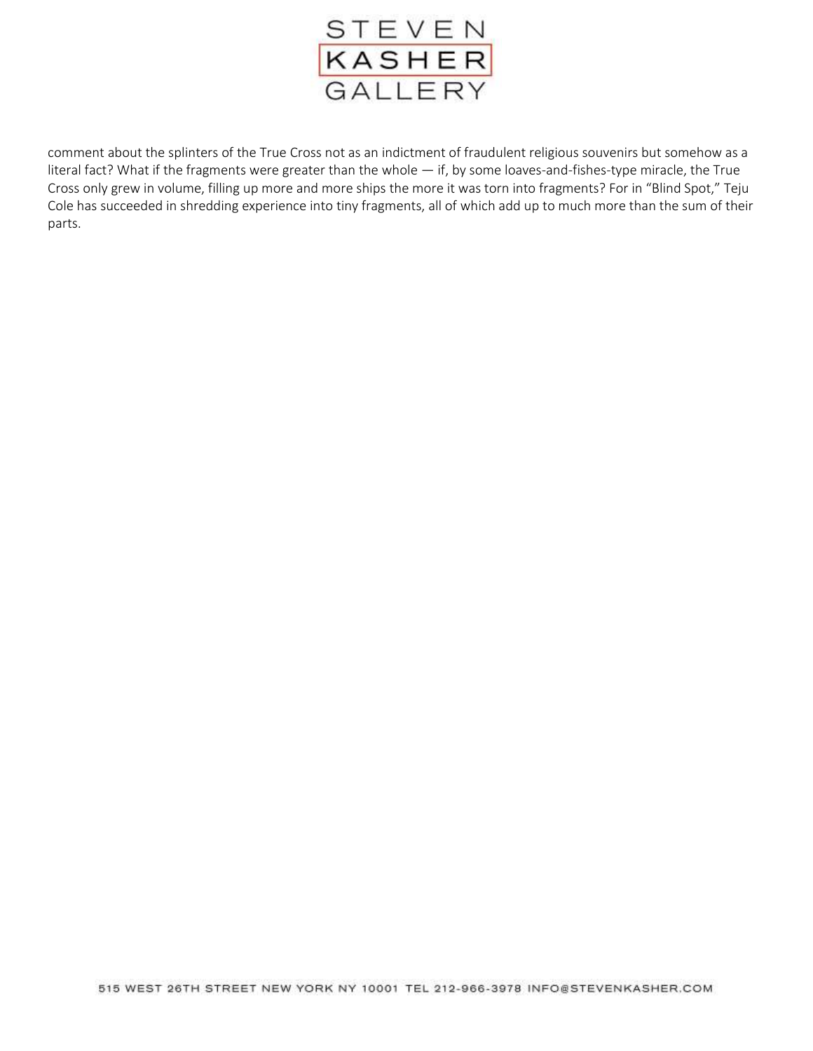comment about the splinters of the True Cross not as an indictment of fraudulent religious souvenirs but somehow as a literal fact? What if the fragments were greater than the whole — if, by some loaves-and-fishes-type miracle, the True Cross only grew in volume, filling up more and more ships the more it was torn into fragments? For in "Blind Spot," Teju Cole has succeeded in shredding experience into tiny fragments, all of which add up to much more than the sum of their parts.